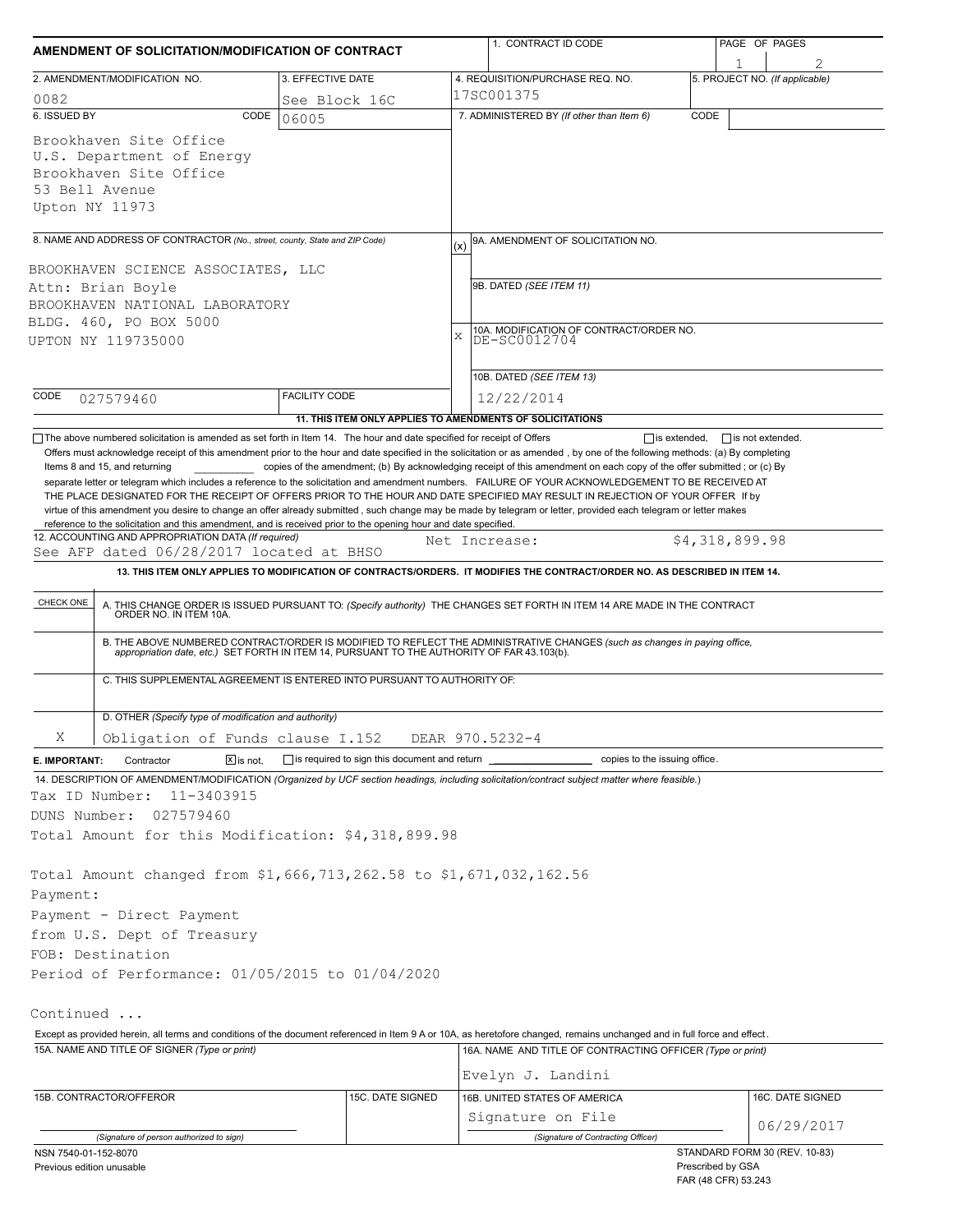# AMENDMENT OF SOLICITATION/MODIFICATION OF CONTRACT

1. CONTRACT ID CODE

PAGE 1 OF 2 PAGES

| 2. AMENDMENT/MODIFICATION NO. | 3. EFFECTIVE DATE | 4. REQUISITION/PURCHASE REQ. NO. | 5. PROJECT NO. (If applicable) |
|---|---|---|---|
| 0082 | See Block 16C | 17SC001375 | |

6. ISSUED BY CODE 06005

Brookhaven Site Office
U.S. Department of Energy
Brookhaven Site Office
53 Bell Avenue
Upton NY 11973

7. ADMINISTERED BY (If other than Item 6) CODE

8. NAME AND ADDRESS OF CONTRACTOR (No., street, county, State and ZIP Code)

BROOKHAVEN SCIENCE ASSOCIATES, LLC
Attn: Brian Boyle
BROOKHAVEN NATIONAL LABORATORY
BLDG. 460, PO BOX 5000
UPTON NY 119735000

CODE 027579460 FACILITY CODE

(x) 9A. AMENDMENT OF SOLICITATION NO.

9B. DATED (SEE ITEM 11)

X 10A. MODIFICATION OF CONTRACT/ORDER NO.
DE-SC0012704

10B. DATED (SEE ITEM 13)
12/22/2014

**11. THIS ITEM ONLY APPLIES TO AMENDMENTS OF SOLICITATIONS**

☐ The above numbered solicitation is amended as set forth in Item 14. The hour and date specified for receipt of Offers ☐ is extended, ☐ is not extended.
Offers must acknowledge receipt of this amendment prior to the hour and date specified in the solicitation or as amended, by one of the following methods: (a) By completing Items 8 and 15, and returning ________ copies of the amendment; (b) By acknowledging receipt of this amendment on each copy of the offer submitted ; or (c) By separate letter or telegram which includes a reference to the solicitation and amendment numbers. FAILURE OF YOUR ACKNOWLEDGEMENT TO BE RECEIVED AT THE PLACE DESIGNATED FOR THE RECEIPT OF OFFERS PRIOR TO THE HOUR AND DATE SPECIFIED MAY RESULT IN REJECTION OF YOUR OFFER If by virtue of this amendment you desire to change an offer already submitted , such change may be made by telegram or letter, provided each telegram or letter makes reference to the solicitation and this amendment, and is received prior to the opening hour and date specified.

12. ACCOUNTING AND APPROPRIATION DATA (If required)
See AFP dated 06/28/2017 located at BHSO Net Increase: $4,318,899.98

**13. THIS ITEM ONLY APPLIES TO MODIFICATION OF CONTRACTS/ORDERS. IT MODIFIES THE CONTRACT/ORDER NO. AS DESCRIBED IN ITEM 14.**

| CHECK ONE | |
|---|---|
| | A. THIS CHANGE ORDER IS ISSUED PURSUANT TO: (Specify authority) THE CHANGES SET FORTH IN ITEM 14 ARE MADE IN THE CONTRACT ORDER NO. IN ITEM 10A. |
| | B. THE ABOVE NUMBERED CONTRACT/ORDER IS MODIFIED TO REFLECT THE ADMINISTRATIVE CHANGES (such as changes in paying office, appropriation date, etc.) SET FORTH IN ITEM 14, PURSUANT TO THE AUTHORITY OF FAR 43.103(b). |
| | C. THIS SUPPLEMENTAL AGREEMENT IS ENTERED INTO PURSUANT TO AUTHORITY OF: |
| X | D. OTHER (Specify type of modification and authority) Obligation of Funds clause I.152 DEAR 970.5232-4 |

**E. IMPORTANT:** Contractor ☒ is not, ☐ is required to sign this document and return ________ copies to the issuing office.

14. DESCRIPTION OF AMENDMENT/MODIFICATION (Organized by UCF section headings, including solicitation/contract subject matter where feasible.)

Tax ID Number: 11-3403915
DUNS Number: 027579460
Total Amount for this Modification: $4,318,899.98

Total Amount changed from $1,666,713,262.58 to $1,671,032,162.56
Payment:
Payment - Direct Payment
from U.S. Dept of Treasury
FOB: Destination
Period of Performance: 01/05/2015 to 01/04/2020

Continued ...

Except as provided herein, all terms and conditions of the document referenced in Item 9 A or 10A, as heretofore changed, remains unchanged and in full force and effect.

| 15A. NAME AND TITLE OF SIGNER (Type or print) | | 16A. NAME AND TITLE OF CONTRACTING OFFICER (Type or print) | |
|---|---|---|---|
| | | Evelyn J. Landini | |
| 15B. CONTRACTOR/OFFEROR | 15C. DATE SIGNED | 16B. UNITED STATES OF AMERICA | 16C. DATE SIGNED |
| (Signature of person authorized to sign) | | Signature on File (Signature of Contracting Officer) | 06/29/2017 |

NSN 7540-01-152-8070
Previous edition unusable

STANDARD FORM 30 (REV. 10-83)
Prescribed by GSA
FAR (48 CFR) 53.243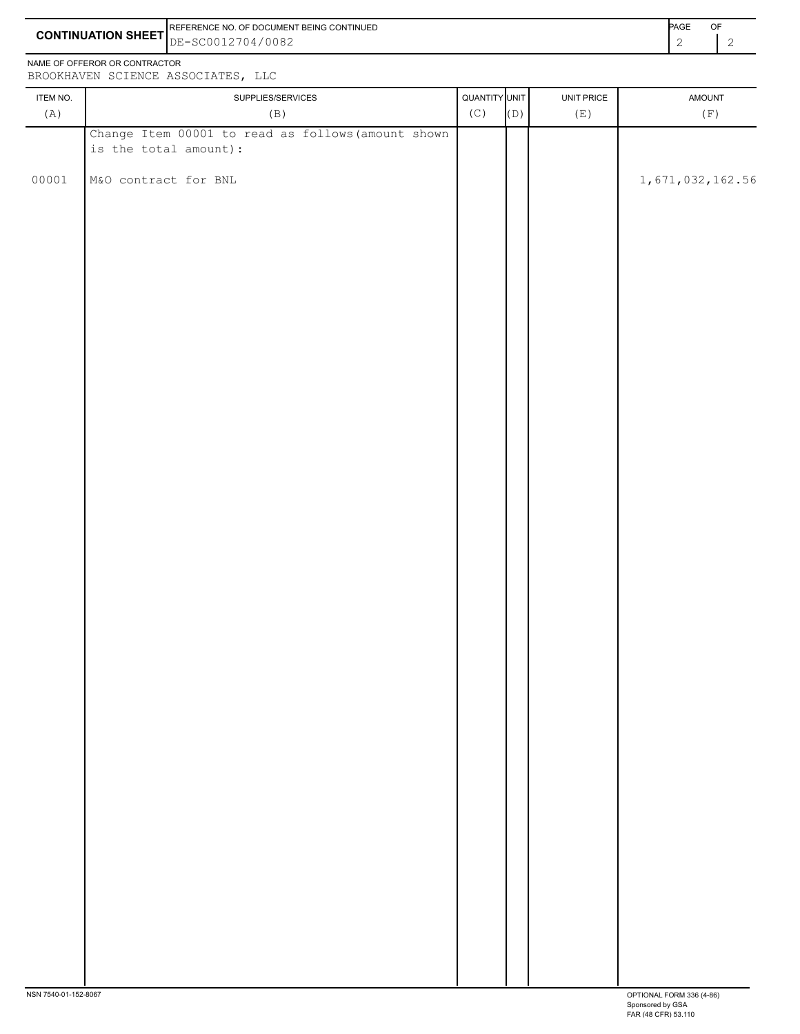**CONTINUATION SHEET**

REFERENCE NO. OF DOCUMENT BEING CONTINUED
DE-SC0012704/0082

NAME OF OFFEROR OR CONTRACTOR
BROOKHAVEN SCIENCE ASSOCIATES, LLC

| ITEM NO. (A) | SUPPLIES/SERVICES (B) | QUANTITY (C) | UNIT (D) | UNIT PRICE (E) | AMOUNT (F) |
|---|---|---|---|---|---|
| | Change Item 00001 to read as follows(amount shown is the total amount): | | | | |
| 00001 | M&O contract for BNL | | | | 1,671,032,162.56 |

NSN 7540-01-152-8067

OPTIONAL FORM 336 (4-86)
Sponsored by GSA
FAR (48 CFR) 53.110